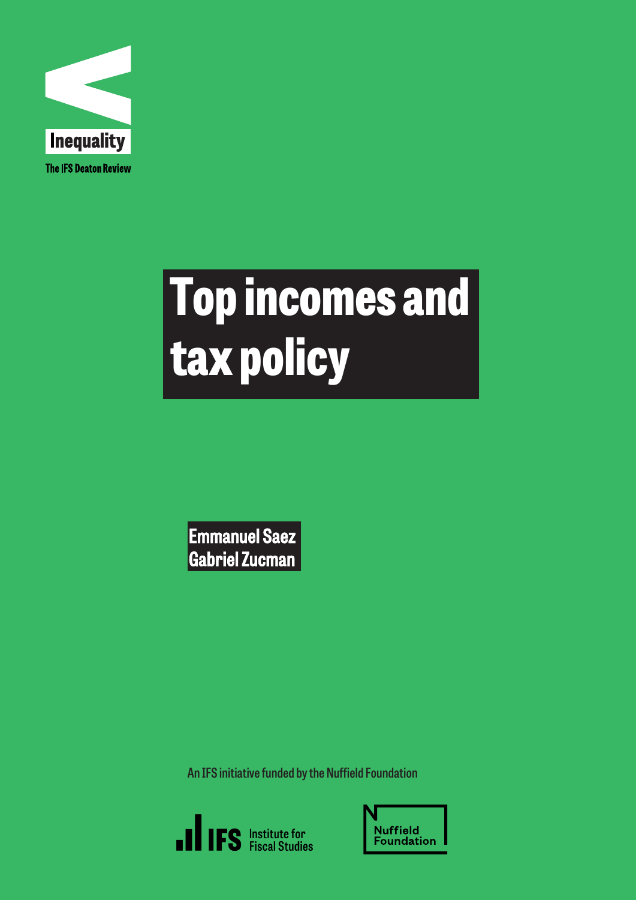Inequality

The IFS Deaton Review

# Top incomes and tax policy

**Emmanuel Saez**
**Gabriel Zucman**

An IFS initiative funded by the Nuffield Foundation

IFS Institute for Fiscal Studies

Nuffield Foundation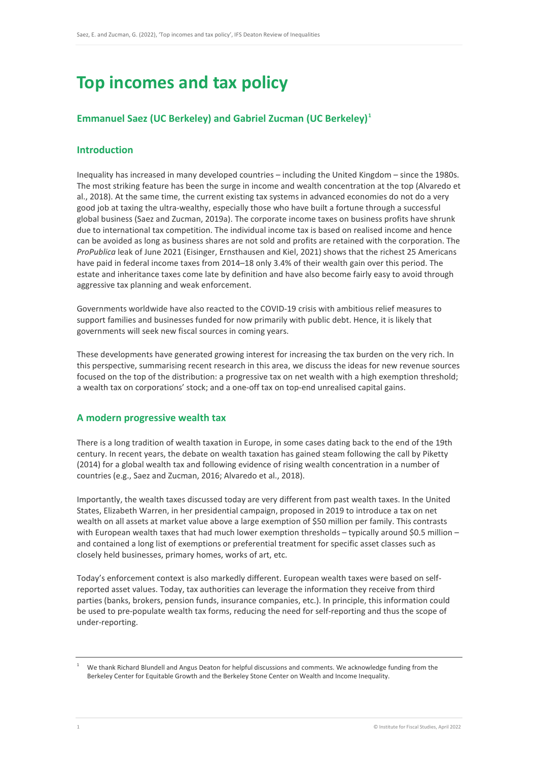# Top incomes and tax policy

## Emmanuel Saez (UC Berkeley) and Gabriel Zucman (UC Berkeley)[1]

### Introduction

Inequality has increased in many developed countries – including the United Kingdom – since the 1980s. The most striking feature has been the surge in income and wealth concentration at the top (Alvaredo et al., 2018). At the same time, the current existing tax systems in advanced economies do not do a very good job at taxing the ultra-wealthy, especially those who have built a fortune through a successful global business (Saez and Zucman, 2019a). The corporate income taxes on business profits have shrunk due to international tax competition. The individual income tax is based on realised income and hence can be avoided as long as business shares are not sold and profits are retained with the corporation. The *ProPublica* leak of June 2021 (Eisinger, Ernsthausen and Kiel, 2021) shows that the richest 25 Americans have paid in federal income taxes from 2014–18 only 3.4% of their wealth gain over this period. The estate and inheritance taxes come late by definition and have also become fairly easy to avoid through aggressive tax planning and weak enforcement.

Governments worldwide have also reacted to the COVID-19 crisis with ambitious relief measures to support families and businesses funded for now primarily with public debt. Hence, it is likely that governments will seek new fiscal sources in coming years.

These developments have generated growing interest for increasing the tax burden on the very rich. In this perspective, summarising recent research in this area, we discuss the ideas for new revenue sources focused on the top of the distribution: a progressive tax on net wealth with a high exemption threshold; a wealth tax on corporations' stock; and a one-off tax on top-end unrealised capital gains.

### A modern progressive wealth tax

There is a long tradition of wealth taxation in Europe, in some cases dating back to the end of the 19th century. In recent years, the debate on wealth taxation has gained steam following the call by Piketty (2014) for a global wealth tax and following evidence of rising wealth concentration in a number of countries (e.g., Saez and Zucman, 2016; Alvaredo et al., 2018).

Importantly, the wealth taxes discussed today are very different from past wealth taxes. In the United States, Elizabeth Warren, in her presidential campaign, proposed in 2019 to introduce a tax on net wealth on all assets at market value above a large exemption of $50 million per family. This contrasts with European wealth taxes that had much lower exemption thresholds – typically around $0.5 million – and contained a long list of exemptions or preferential treatment for specific asset classes such as closely held businesses, primary homes, works of art, etc.

Today's enforcement context is also markedly different. European wealth taxes were based on self-reported asset values. Today, tax authorities can leverage the information they receive from third parties (banks, brokers, pension funds, insurance companies, etc.). In principle, this information could be used to pre-populate wealth tax forms, reducing the need for self-reporting and thus the scope of under-reporting.

---

[1] We thank Richard Blundell and Angus Deaton for helpful discussions and comments. We acknowledge funding from the Berkeley Center for Equitable Growth and the Berkeley Stone Center on Wealth and Income Inequality.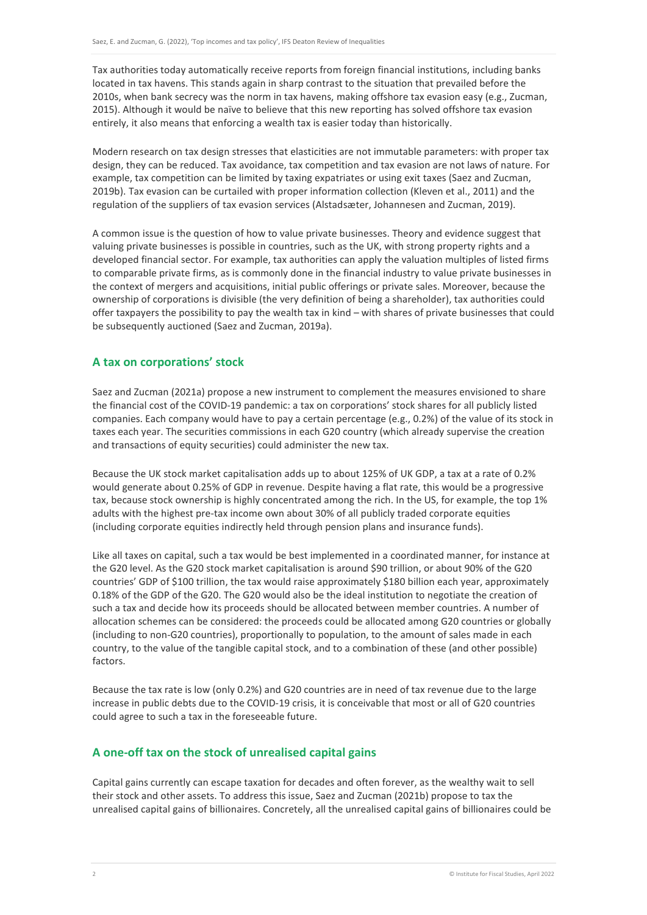Tax authorities today automatically receive reports from foreign financial institutions, including banks located in tax havens. This stands again in sharp contrast to the situation that prevailed before the 2010s, when bank secrecy was the norm in tax havens, making offshore tax evasion easy (e.g., Zucman, 2015). Although it would be naïve to believe that this new reporting has solved offshore tax evasion entirely, it also means that enforcing a wealth tax is easier today than historically.

Modern research on tax design stresses that elasticities are not immutable parameters: with proper tax design, they can be reduced. Tax avoidance, tax competition and tax evasion are not laws of nature. For example, tax competition can be limited by taxing expatriates or using exit taxes (Saez and Zucman, 2019b). Tax evasion can be curtailed with proper information collection (Kleven et al., 2011) and the regulation of the suppliers of tax evasion services (Alstadsæter, Johannesen and Zucman, 2019).

A common issue is the question of how to value private businesses. Theory and evidence suggest that valuing private businesses is possible in countries, such as the UK, with strong property rights and a developed financial sector. For example, tax authorities can apply the valuation multiples of listed firms to comparable private firms, as is commonly done in the financial industry to value private businesses in the context of mergers and acquisitions, initial public offerings or private sales. Moreover, because the ownership of corporations is divisible (the very definition of being a shareholder), tax authorities could offer taxpayers the possibility to pay the wealth tax in kind – with shares of private businesses that could be subsequently auctioned (Saez and Zucman, 2019a).

## A tax on corporations' stock

Saez and Zucman (2021a) propose a new instrument to complement the measures envisioned to share the financial cost of the COVID-19 pandemic: a tax on corporations' stock shares for all publicly listed companies. Each company would have to pay a certain percentage (e.g., 0.2%) of the value of its stock in taxes each year. The securities commissions in each G20 country (which already supervise the creation and transactions of equity securities) could administer the new tax.

Because the UK stock market capitalisation adds up to about 125% of UK GDP, a tax at a rate of 0.2% would generate about 0.25% of GDP in revenue. Despite having a flat rate, this would be a progressive tax, because stock ownership is highly concentrated among the rich. In the US, for example, the top 1% adults with the highest pre-tax income own about 30% of all publicly traded corporate equities (including corporate equities indirectly held through pension plans and insurance funds).

Like all taxes on capital, such a tax would be best implemented in a coordinated manner, for instance at the G20 level. As the G20 stock market capitalisation is around $90 trillion, or about 90% of the G20 countries' GDP of $100 trillion, the tax would raise approximately $180 billion each year, approximately 0.18% of the GDP of the G20. The G20 would also be the ideal institution to negotiate the creation of such a tax and decide how its proceeds should be allocated between member countries. A number of allocation schemes can be considered: the proceeds could be allocated among G20 countries or globally (including to non-G20 countries), proportionally to population, to the amount of sales made in each country, to the value of the tangible capital stock, and to a combination of these (and other possible) factors.

Because the tax rate is low (only 0.2%) and G20 countries are in need of tax revenue due to the large increase in public debts due to the COVID-19 crisis, it is conceivable that most or all of G20 countries could agree to such a tax in the foreseeable future.

## A one-off tax on the stock of unrealised capital gains

Capital gains currently can escape taxation for decades and often forever, as the wealthy wait to sell their stock and other assets. To address this issue, Saez and Zucman (2021b) propose to tax the unrealised capital gains of billionaires. Concretely, all the unrealised capital gains of billionaires could be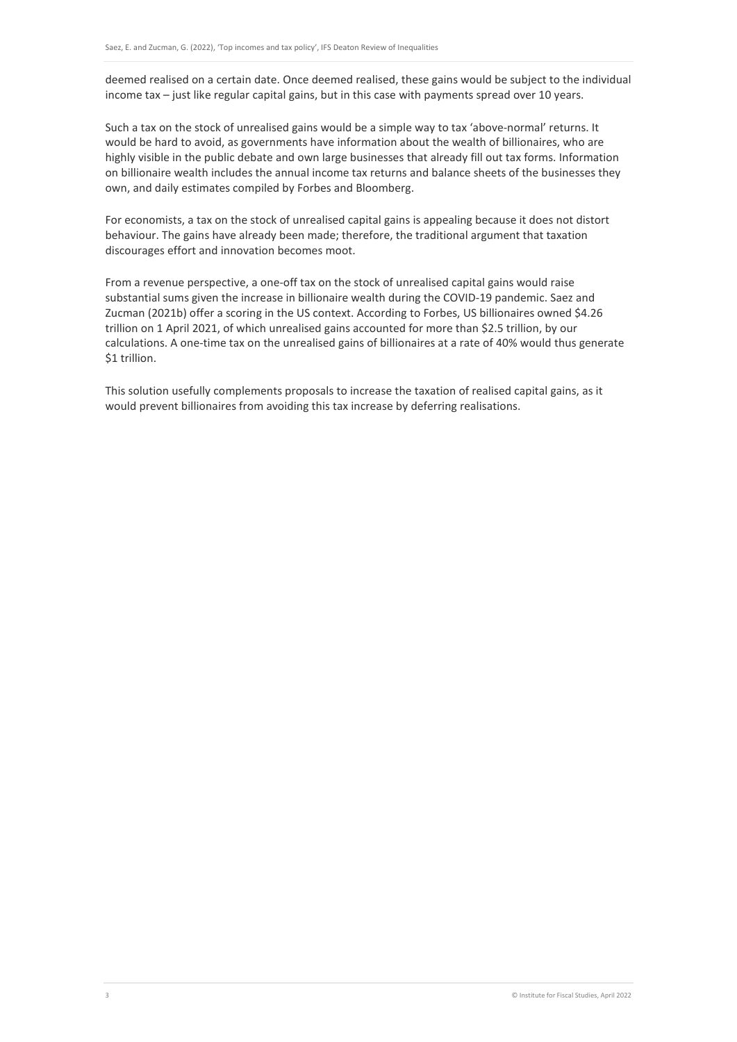deemed realised on a certain date. Once deemed realised, these gains would be subject to the individual income tax – just like regular capital gains, but in this case with payments spread over 10 years.

Such a tax on the stock of unrealised gains would be a simple way to tax 'above-normal' returns. It would be hard to avoid, as governments have information about the wealth of billionaires, who are highly visible in the public debate and own large businesses that already fill out tax forms. Information on billionaire wealth includes the annual income tax returns and balance sheets of the businesses they own, and daily estimates compiled by Forbes and Bloomberg.

For economists, a tax on the stock of unrealised capital gains is appealing because it does not distort behaviour. The gains have already been made; therefore, the traditional argument that taxation discourages effort and innovation becomes moot.

From a revenue perspective, a one-off tax on the stock of unrealised capital gains would raise substantial sums given the increase in billionaire wealth during the COVID-19 pandemic. Saez and Zucman (2021b) offer a scoring in the US context. According to Forbes, US billionaires owned $4.26 trillion on 1 April 2021, of which unrealised gains accounted for more than $2.5 trillion, by our calculations. A one-time tax on the unrealised gains of billionaires at a rate of 40% would thus generate $1 trillion.

This solution usefully complements proposals to increase the taxation of realised capital gains, as it would prevent billionaires from avoiding this tax increase by deferring realisations.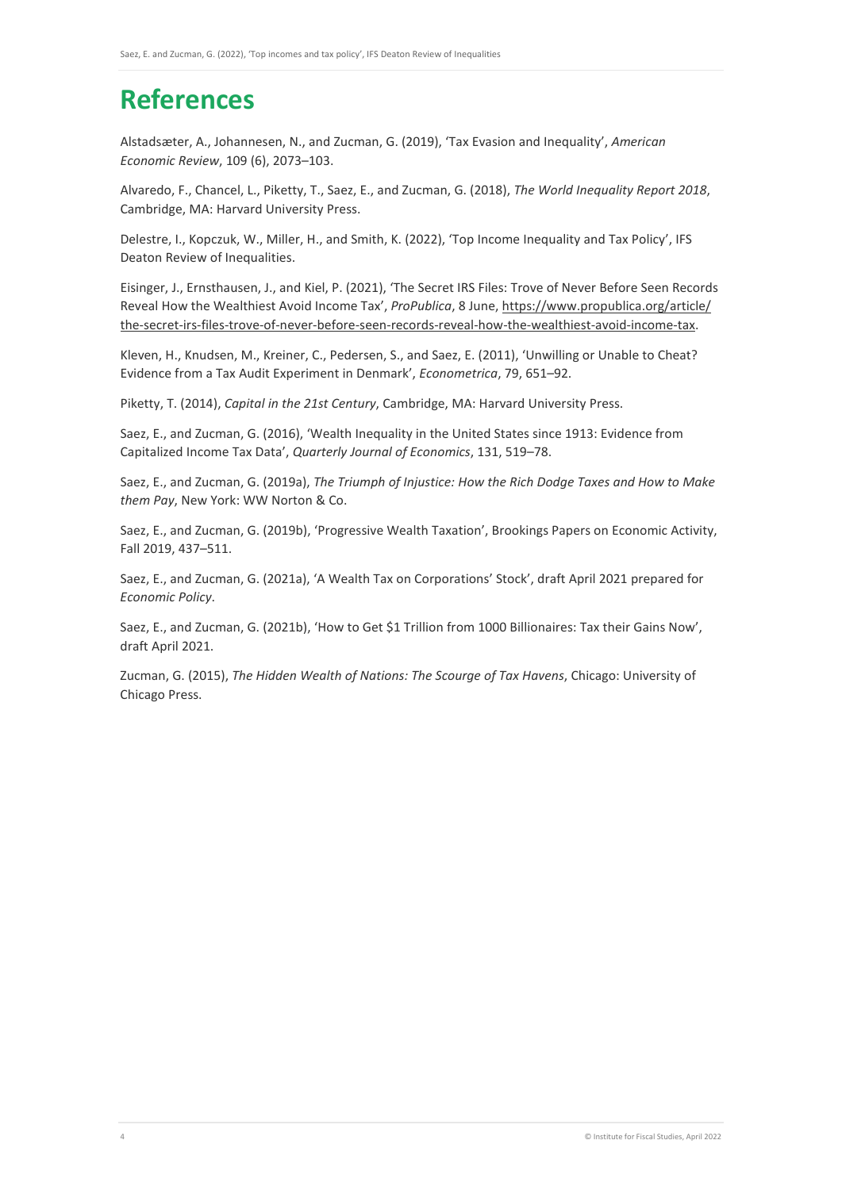# References

Alstadsæter, A., Johannesen, N., and Zucman, G. (2019), 'Tax Evasion and Inequality', *American Economic Review*, 109 (6), 2073–103.

Alvaredo, F., Chancel, L., Piketty, T., Saez, E., and Zucman, G. (2018), *The World Inequality Report 2018*, Cambridge, MA: Harvard University Press.

Delestre, I., Kopczuk, W., Miller, H., and Smith, K. (2022), 'Top Income Inequality and Tax Policy', IFS Deaton Review of Inequalities.

Eisinger, J., Ernsthausen, J., and Kiel, P. (2021), 'The Secret IRS Files: Trove of Never Before Seen Records Reveal How the Wealthiest Avoid Income Tax', *ProPublica*, 8 June, https://www.propublica.org/article/the-secret-irs-files-trove-of-never-before-seen-records-reveal-how-the-wealthiest-avoid-income-tax.

Kleven, H., Knudsen, M., Kreiner, C., Pedersen, S., and Saez, E. (2011), 'Unwilling or Unable to Cheat? Evidence from a Tax Audit Experiment in Denmark', *Econometrica*, 79, 651–92.

Piketty, T. (2014), *Capital in the 21st Century*, Cambridge, MA: Harvard University Press.

Saez, E., and Zucman, G. (2016), 'Wealth Inequality in the United States since 1913: Evidence from Capitalized Income Tax Data', *Quarterly Journal of Economics*, 131, 519–78.

Saez, E., and Zucman, G. (2019a), *The Triumph of Injustice: How the Rich Dodge Taxes and How to Make them Pay*, New York: WW Norton & Co.

Saez, E., and Zucman, G. (2019b), 'Progressive Wealth Taxation', Brookings Papers on Economic Activity, Fall 2019, 437–511.

Saez, E., and Zucman, G. (2021a), 'A Wealth Tax on Corporations' Stock', draft April 2021 prepared for *Economic Policy*.

Saez, E., and Zucman, G. (2021b), 'How to Get $1 Trillion from 1000 Billionaires: Tax their Gains Now', draft April 2021.

Zucman, G. (2015), *The Hidden Wealth of Nations: The Scourge of Tax Havens*, Chicago: University of Chicago Press.